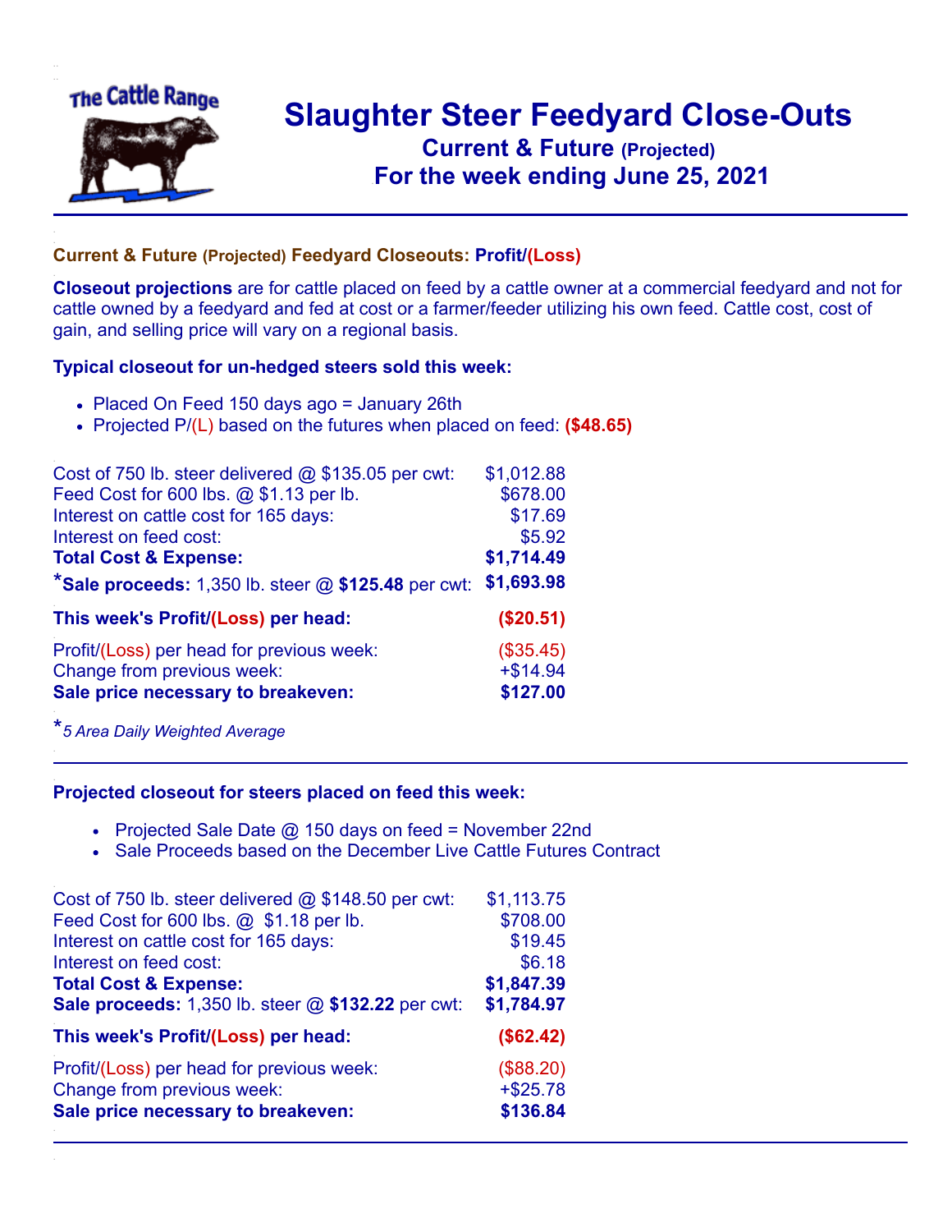The Cattle Range

# Slaughter Steer Feedyard Close-Outs

## Current & Future (Projected)
## For the week ending June 25, 2021

### Current & Future (Projected) Feedyard Closeouts: Profit/(Loss)

**Closeout projections** are for cattle placed on feed by a cattle owner at a commercial feedyard and not for cattle owned by a feedyard and fed at cost or a farmer/feeder utilizing his own feed. Cattle cost, cost of gain, and selling price will vary on a regional basis.

### Typical closeout for un-hedged steers sold this week:

- Placed On Feed 150 days ago = January 26th
- Projected P/(L) based on the futures when placed on feed: **($48.65)**

| | |
|---|---|
| Cost of 750 lb. steer delivered @ $135.05 per cwt: | $1,012.88 |
| Feed Cost for 600 lbs. @ $1.13 per lb. | $678.00 |
| Interest on cattle cost for 165 days: | $17.69 |
| Interest on feed cost: | $5.92 |
| **Total Cost & Expense:** | **$1,714.49** |
| *__Sale proceeds:__ 1,350 lb. steer @ **$125.48** per cwt: | **$1,693.98** |
| **This week's Profit/(Loss) per head:** | **($20.51)** |
| Profit/(Loss) per head for previous week: | ($35.45) |
| Change from previous week: | +$14.94 |
| **Sale price necessary to breakeven:** | **$127.00** |

*\*5 Area Daily Weighted Average*

### Projected closeout for steers placed on feed this week:

- Projected Sale Date @ 150 days on feed = November 22nd
- Sale Proceeds based on the December Live Cattle Futures Contract

| | |
|---|---|
| Cost of 750 lb. steer delivered @ $148.50 per cwt: | $1,113.75 |
| Feed Cost for 600 lbs. @ $1.18 per lb. | $708.00 |
| Interest on cattle cost for 165 days: | $19.45 |
| Interest on feed cost: | $6.18 |
| **Total Cost & Expense:** | **$1,847.39** |
| **Sale proceeds:** 1,350 lb. steer @ **$132.22** per cwt: | **$1,784.97** |
| **This week's Profit/(Loss) per head:** | **($62.42)** |
| Profit/(Loss) per head for previous week: | ($88.20) |
| Change from previous week: | +$25.78 |
| **Sale price necessary to breakeven:** | **$136.84** |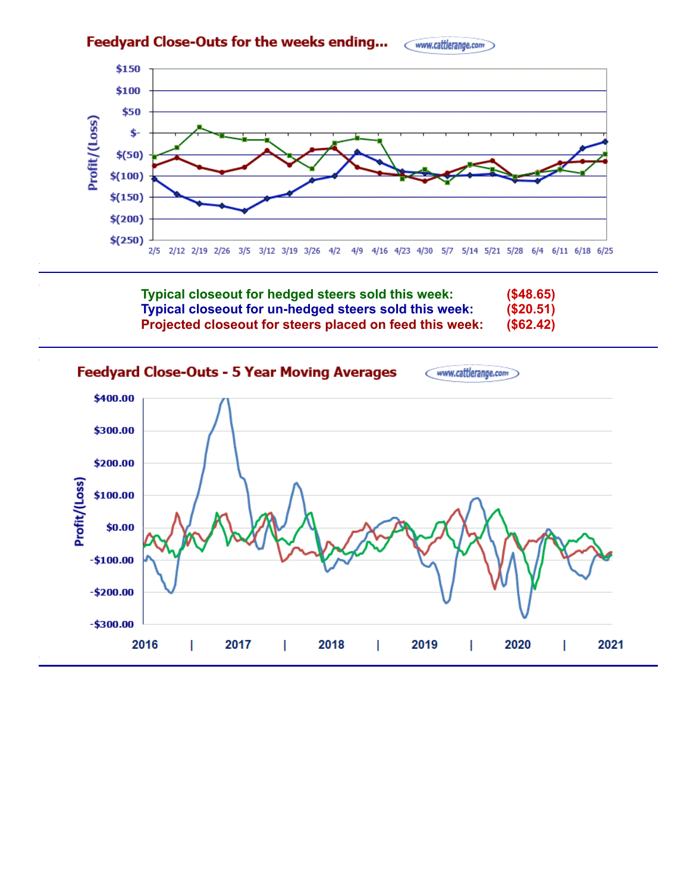## Feedyard Close-Outs for the weeks ending...

www.cattlerange.com

Profit/(Loss)

$150
$100
$50
$-
$(50)
$(100)
$(150)
$(200)
$(250)

2/5 2/12 2/19 2/26 3/5 3/12 3/19 3/26 4/2 4/9 4/16 4/23 4/30 5/7 5/14 5/21 5/28 6/4 6/11 6/18 6/25

| | |
|---|---|
| Typical closeout for hedged steers sold this week: | ($48.65) |
| Typical closeout for un-hedged steers sold this week: | ($20.51) |
| Projected closeout for steers placed on feed this week: | ($62.42) |

## Feedyard Close-Outs - 5 Year Moving Averages

www.cattlerange.com

Profit/(Loss)

$400.00
$300.00
$200.00
$100.00
$0.00
-$100.00
-$200.00
-$300.00

2016 | 2017 | 2018 | 2019 | 2020 | 2021